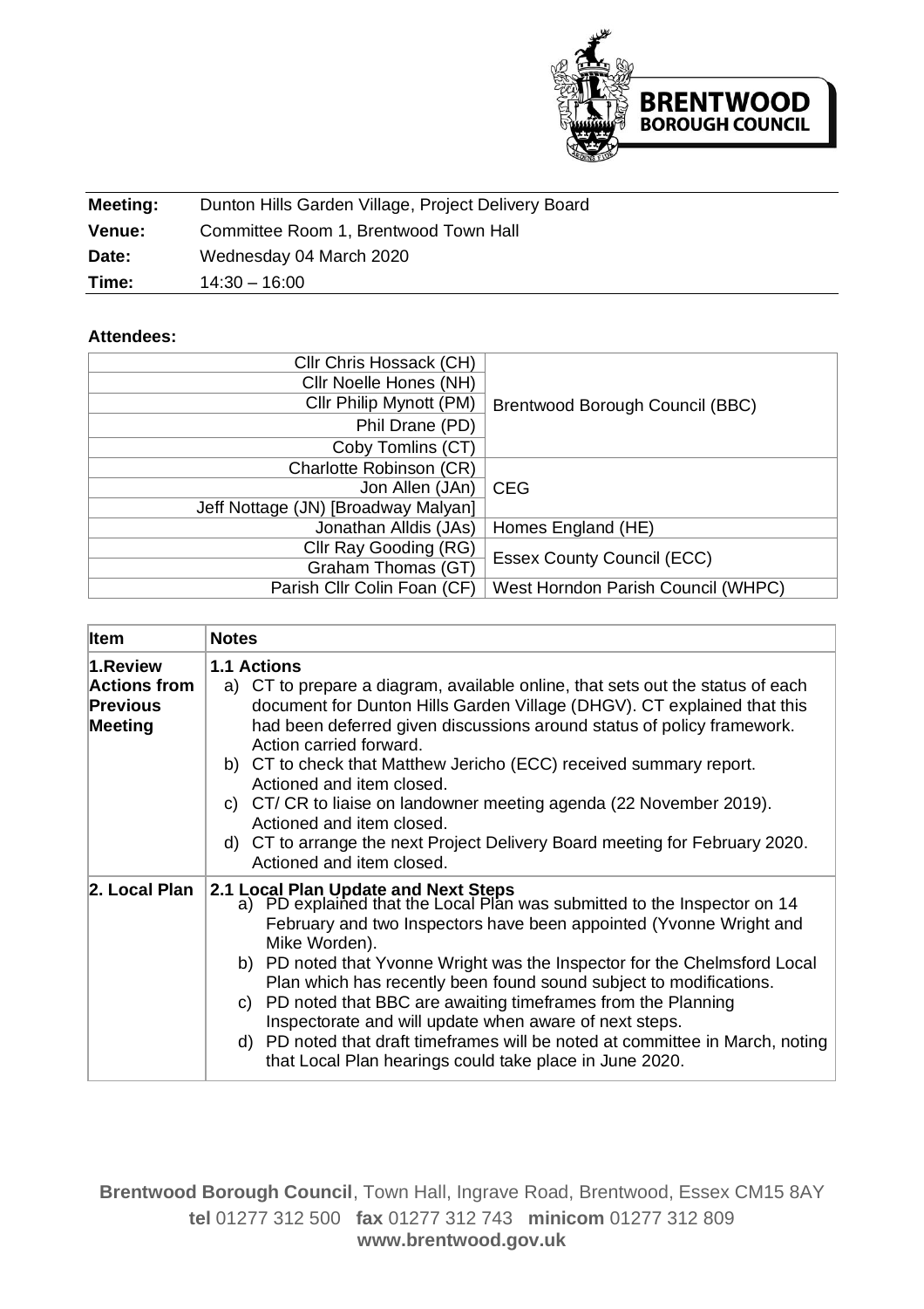| | |
|---|---|
| **Meeting:** | Dunton Hills Garden Village, Project Delivery Board |
| **Venue:** | Committee Room 1, Brentwood Town Hall |
| **Date:** | Wednesday 04 March 2020 |
| **Time:** | 14:30 – 16:00 |

**Attendees:**

| | |
|---|---|
| Cllr Chris Hossack (CH) | Brentwood Borough Council (BBC) |
| Cllr Noelle Hones (NH) | |
| Cllr Philip Mynott (PM) | |
| Phil Drane (PD) | |
| Coby Tomlins (CT) | |
| Charlotte Robinson (CR) | CEG |
| Jon Allen (JAn) | |
| Jeff Nottage (JN) [Broadway Malyan] | |
| Jonathan Alldis (JAs) | Homes England (HE) |
| Cllr Ray Gooding (RG) | Essex County Council (ECC) |
| Graham Thomas (GT) | |
| Parish Cllr Colin Foan (CF) | West Horndon Parish Council (WHPC) |

| Item | Notes |
|---|---|
| **1.Review Actions from Previous Meeting** | **1.1 Actions**<br>a) CT to prepare a diagram, available online, that sets out the status of each document for Dunton Hills Garden Village (DHGV). CT explained that this had been deferred given discussions around status of policy framework. Action carried forward.<br>b) CT to check that Matthew Jericho (ECC) received summary report. Actioned and item closed.<br>c) CT/ CR to liaise on landowner meeting agenda (22 November 2019). Actioned and item closed.<br>d) CT to arrange the next Project Delivery Board meeting for February 2020. Actioned and item closed. |
| **2. Local Plan** | **2.1 Local Plan Update and Next Steps**<br>a) PD explained that the Local Plan was submitted to the Inspector on 14 February and two Inspectors have been appointed (Yvonne Wright and Mike Worden).<br>b) PD noted that Yvonne Wright was the Inspector for the Chelmsford Local Plan which has recently been found sound subject to modifications.<br>c) PD noted that BBC are awaiting timeframes from the Planning Inspectorate and will update when aware of next steps.<br>d) PD noted that draft timeframes will be noted at committee in March, noting that Local Plan hearings could take place in June 2020. |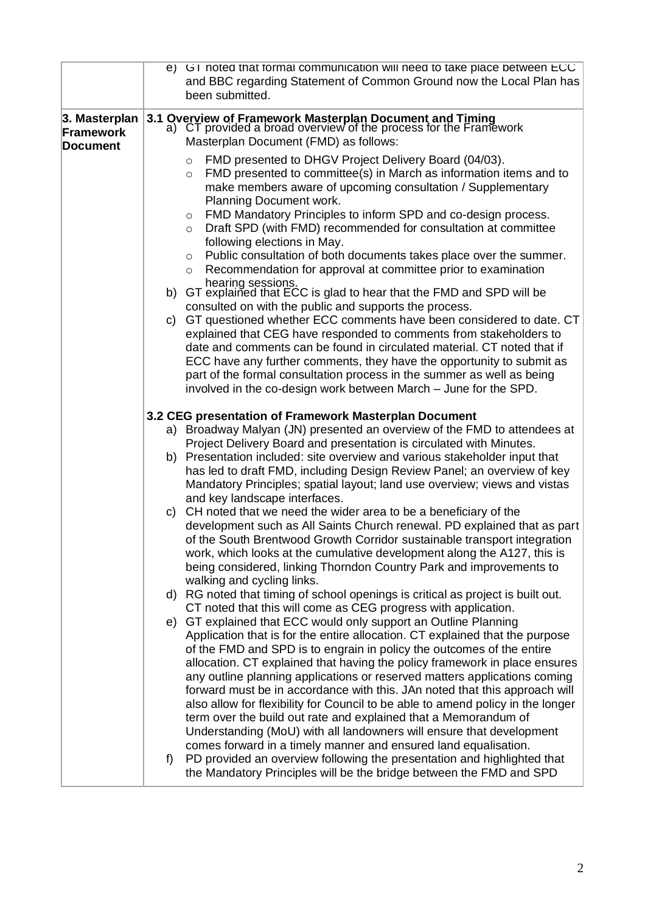| | |
|---|---|
| | e) GT noted that formal communication will need to take place between ECC and BBC regarding Statement of Common Ground now the Local Plan has been submitted. |
| **3. Masterplan Framework Document** | **3.1 Overview of Framework Masterplan Document and Timing**<br>a) CT provided a broad overview of the process for the Framework Masterplan Document (FMD) as follows:<br>o FMD presented to DHGV Project Delivery Board (04/03).<br>o FMD presented to committee(s) in March as information items and to make members aware of upcoming consultation / Supplementary Planning Document work.<br>o FMD Mandatory Principles to inform SPD and co-design process.<br>o Draft SPD (with FMD) recommended for consultation at committee following elections in May.<br>o Public consultation of both documents takes place over the summer.<br>o Recommendation for approval at committee prior to examination hearing sessions.<br>b) GT explained that ECC is glad to hear that the FMD and SPD will be consulted on with the public and supports the process.<br>c) GT questioned whether ECC comments have been considered to date. CT explained that CEG have responded to comments from stakeholders to date and comments can be found in circulated material. CT noted that if ECC have any further comments, they have the opportunity to submit as part of the formal consultation process in the summer as well as being involved in the co-design work between March – June for the SPD.<br><br>**3.2 CEG presentation of Framework Masterplan Document**<br>a) Broadway Malyan (JN) presented an overview of the FMD to attendees at Project Delivery Board and presentation is circulated with Minutes.<br>b) Presentation included: site overview and various stakeholder input that has led to draft FMD, including Design Review Panel; an overview of key Mandatory Principles; spatial layout; land use overview; views and vistas and key landscape interfaces.<br>c) CH noted that we need the wider area to be a beneficiary of the development such as All Saints Church renewal. PD explained that as part of the South Brentwood Growth Corridor sustainable transport integration work, which looks at the cumulative development along the A127, this is being considered, linking Thorndon Country Park and improvements to walking and cycling links.<br>d) RG noted that timing of school openings is critical as project is built out. CT noted that this will come as CEG progress with application.<br>e) GT explained that ECC would only support an Outline Planning Application that is for the entire allocation. CT explained that the purpose of the FMD and SPD is to engrain in policy the outcomes of the entire allocation. CT explained that having the policy framework in place ensures any outline planning applications or reserved matters applications coming forward must be in accordance with this. JAn noted that this approach will also allow for flexibility for Council to be able to amend policy in the longer term over the build out rate and explained that a Memorandum of Understanding (MoU) with all landowners will ensure that development comes forward in a timely manner and ensured land equalisation.<br>f) PD provided an overview following the presentation and highlighted that the Mandatory Principles will be the bridge between the FMD and SPD |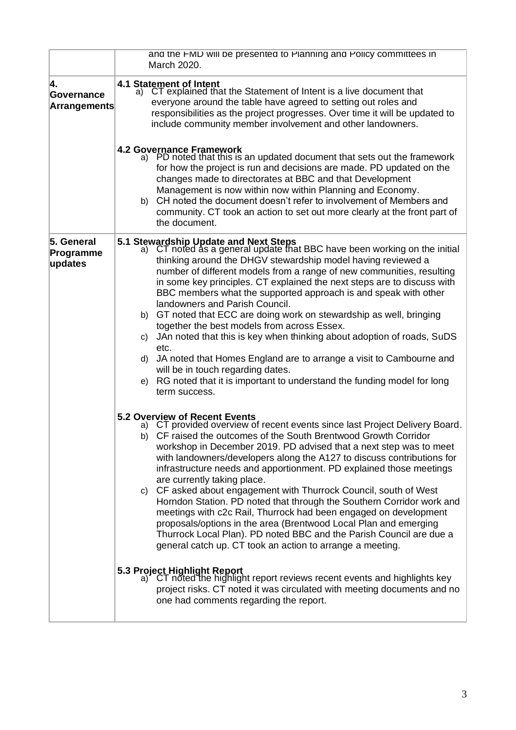| | |
|---|---|
| | and the FMD will be presented to Planning and Policy committees in March 2020. |
| **4. Governance Arrangements** | **4.1 Statement of Intent**<br>a) CT explained that the Statement of Intent is a live document that everyone around the table have agreed to setting out roles and responsibilities as the project progresses. Over time it will be updated to include community member involvement and other landowners.<br><br>**4.2 Governance Framework**<br>a) PD noted that this is an updated document that sets out the framework for how the project is run and decisions are made. PD updated on the changes made to directorates at BBC and that Development Management is now within now within Planning and Economy.<br>b) CH noted the document doesn't refer to involvement of Members and community. CT took an action to set out more clearly at the front part of the document. |
| **5. General Programme updates** | **5.1 Stewardship Update and Next Steps**<br>a) CT noted as a general update that BBC have been working on the initial thinking around the DHGV stewardship model having reviewed a number of different models from a range of new communities, resulting in some key principles. CT explained the next steps are to discuss with BBC members what the supported approach is and speak with other landowners and Parish Council.<br>b) GT noted that ECC are doing work on stewardship as well, bringing together the best models from across Essex.<br>c) JAn noted that this is key when thinking about adoption of roads, SuDS etc.<br>d) JA noted that Homes England are to arrange a visit to Cambourne and will be in touch regarding dates.<br>e) RG noted that it is important to understand the funding model for long term success.<br><br>**5.2 Overview of Recent Events**<br>a) CT provided overview of recent events since last Project Delivery Board.<br>b) CF raised the outcomes of the South Brentwood Growth Corridor workshop in December 2019. PD advised that a next step was to meet with landowners/developers along the A127 to discuss contributions for infrastructure needs and apportionment. PD explained those meetings are currently taking place.<br>c) CF asked about engagement with Thurrock Council, south of West Horndon Station. PD noted that through the Southern Corridor work and meetings with c2c Rail, Thurrock had been engaged on development proposals/options in the area (Brentwood Local Plan and emerging Thurrock Local Plan). PD noted BBC and the Parish Council are due a general catch up. CT took an action to arrange a meeting.<br><br>**5.3 Project Highlight Report**<br>a) CT noted the highlight report reviews recent events and highlights key project risks. CT noted it was circulated with meeting documents and no one had comments regarding the report. |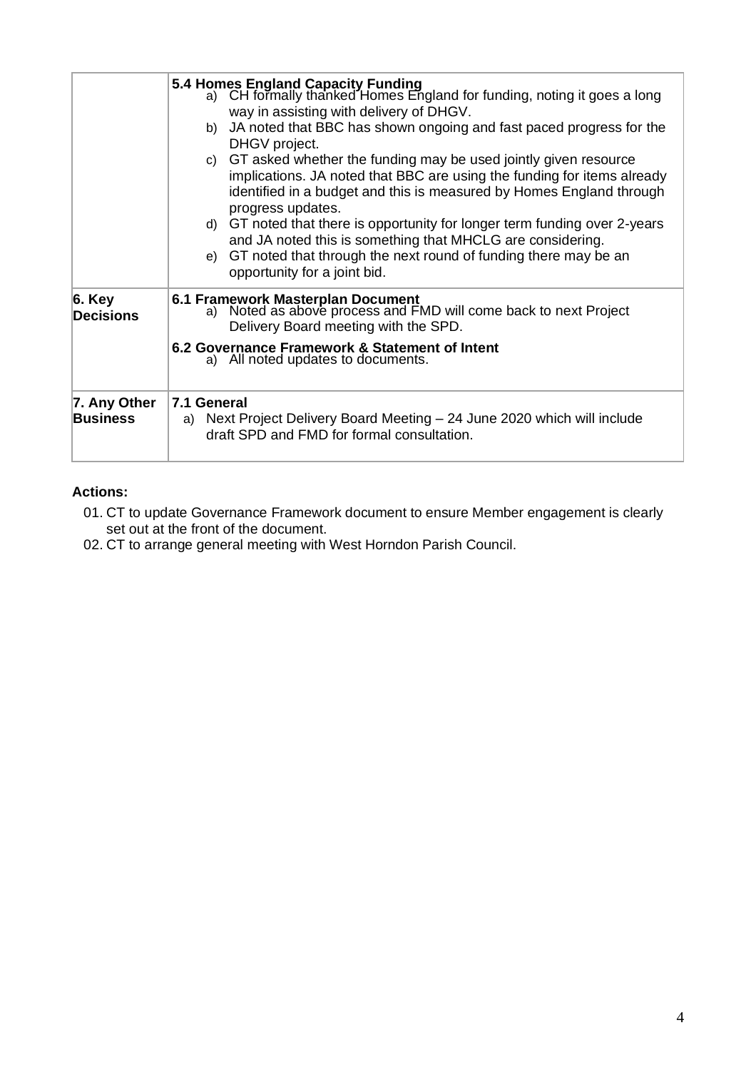| | |
|---|---|
| | **5.4 Homes England Capacity Funding**<br>a) CH formally thanked Homes England for funding, noting it goes a long way in assisting with delivery of DHGV.<br>b) JA noted that BBC has shown ongoing and fast paced progress for the DHGV project.<br>c) GT asked whether the funding may be used jointly given resource implications. JA noted that BBC are using the funding for items already identified in a budget and this is measured by Homes England through progress updates.<br>d) GT noted that there is opportunity for longer term funding over 2-years and JA noted this is something that MHCLG are considering.<br>e) GT noted that through the next round of funding there may be an opportunity for a joint bid. |
| **6. Key Decisions** | **6.1 Framework Masterplan Document**<br>a) Noted as above process and FMD will come back to next Project Delivery Board meeting with the SPD.<br>**6.2 Governance Framework & Statement of Intent**<br>a) All noted updates to documents. |
| **7. Any Other Business** | **7.1 General**<br>a) Next Project Delivery Board Meeting – 24 June 2020 which will include draft SPD and FMD for formal consultation. |

**Actions:**

01. CT to update Governance Framework document to ensure Member engagement is clearly set out at the front of the document.
02. CT to arrange general meeting with West Horndon Parish Council.